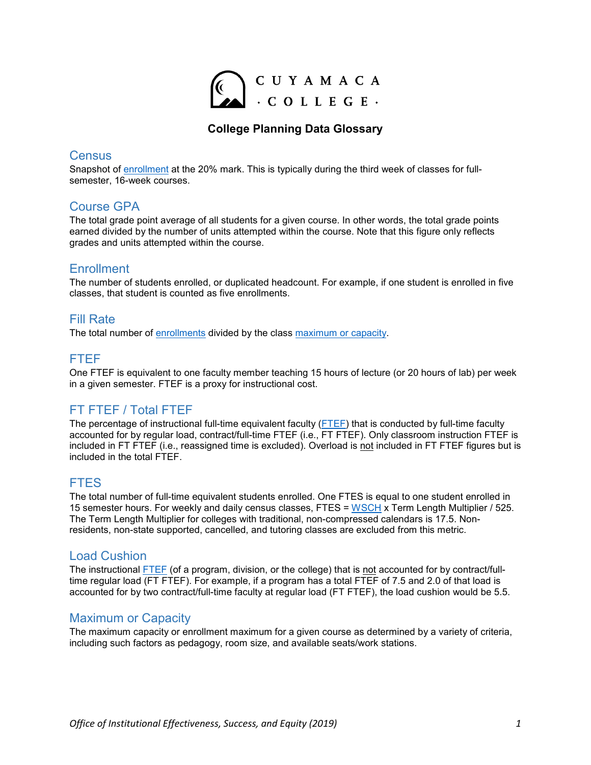CUYAMACA · COLLEGE ·

# College Planning Data Glossary

## Census

Snapshot of enrollment at the 20% mark. This is typically during the third week of classes for full-semester, 16-week courses.

## Course GPA

The total grade point average of all students for a given course. In other words, the total grade points earned divided by the number of units attempted within the course. Note that this figure only reflects grades and units attempted within the course.

## Enrollment

The number of students enrolled, or duplicated headcount. For example, if one student is enrolled in five classes, that student is counted as five enrollments.

## Fill Rate

The total number of enrollments divided by the class maximum or capacity.

## FTEF

One FTEF is equivalent to one faculty member teaching 15 hours of lecture (or 20 hours of lab) per week in a given semester. FTEF is a proxy for instructional cost.

## FT FTEF / Total FTEF

The percentage of instructional full-time equivalent faculty (FTEF) that is conducted by full-time faculty accounted for by regular load, contract/full-time FTEF (i.e., FT FTEF). Only classroom instruction FTEF is included in FT FTEF (i.e., reassigned time is excluded). Overload is not included in FT FTEF figures but is included in the total FTEF.

## FTES

The total number of full-time equivalent students enrolled. One FTES is equal to one student enrolled in 15 semester hours. For weekly and daily census classes, FTES = WSCH x Term Length Multiplier / 525. The Term Length Multiplier for colleges with traditional, non-compressed calendars is 17.5. Non-residents, non-state supported, cancelled, and tutoring classes are excluded from this metric.

## Load Cushion

The instructional FTEF (of a program, division, or the college) that is not accounted for by contract/full-time regular load (FT FTEF). For example, if a program has a total FTEF of 7.5 and 2.0 of that load is accounted for by two contract/full-time faculty at regular load (FT FTEF), the load cushion would be 5.5.

## Maximum or Capacity

The maximum capacity or enrollment maximum for a given course as determined by a variety of criteria, including such factors as pedagogy, room size, and available seats/work stations.

*Office of Institutional Effectiveness, Success, and Equity (2019)*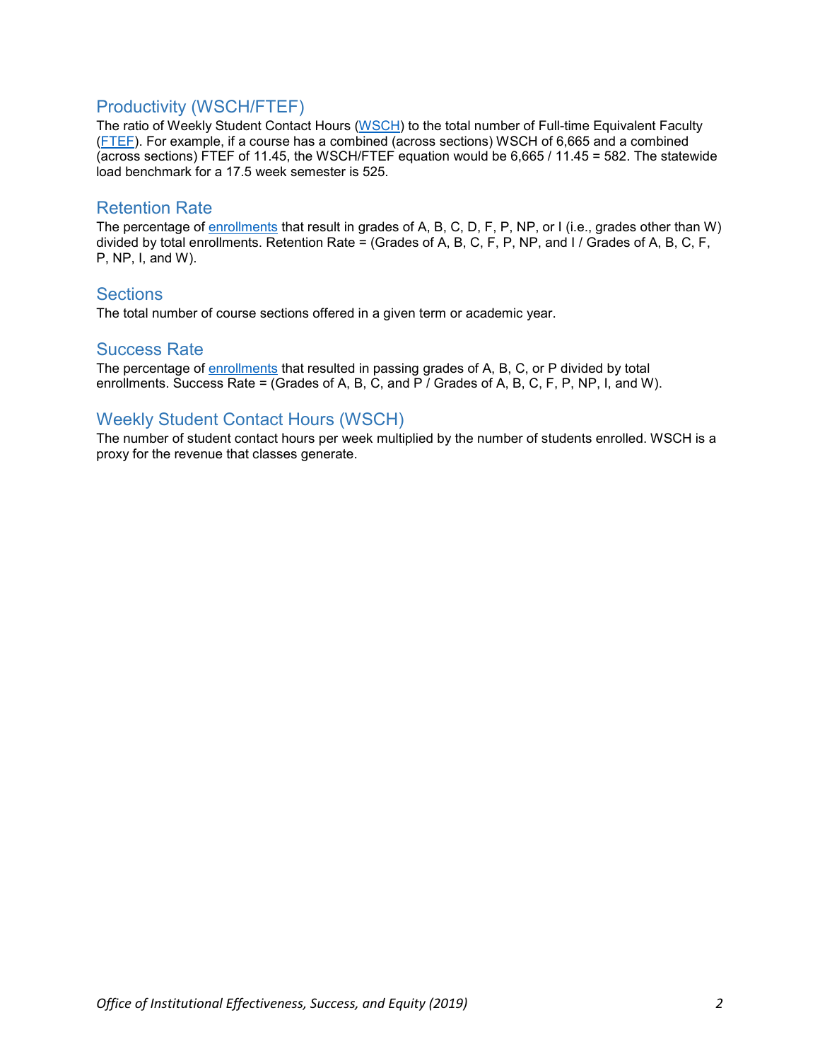## Productivity (WSCH/FTEF)

The ratio of Weekly Student Contact Hours (WSCH) to the total number of Full-time Equivalent Faculty (FTEF). For example, if a course has a combined (across sections) WSCH of 6,665 and a combined (across sections) FTEF of 11.45, the WSCH/FTEF equation would be 6,665 / 11.45 = 582. The statewide load benchmark for a 17.5 week semester is 525.

## Retention Rate

The percentage of enrollments that result in grades of A, B, C, D, F, P, NP, or I (i.e., grades other than W) divided by total enrollments. Retention Rate = (Grades of A, B, C, F, P, NP, and I / Grades of A, B, C, F, P, NP, I, and W).

## Sections

The total number of course sections offered in a given term or academic year.

## Success Rate

The percentage of enrollments that resulted in passing grades of A, B, C, or P divided by total enrollments. Success Rate = (Grades of A, B, C, and P / Grades of A, B, C, F, P, NP, I, and W).

## Weekly Student Contact Hours (WSCH)

The number of student contact hours per week multiplied by the number of students enrolled. WSCH is a proxy for the revenue that classes generate.